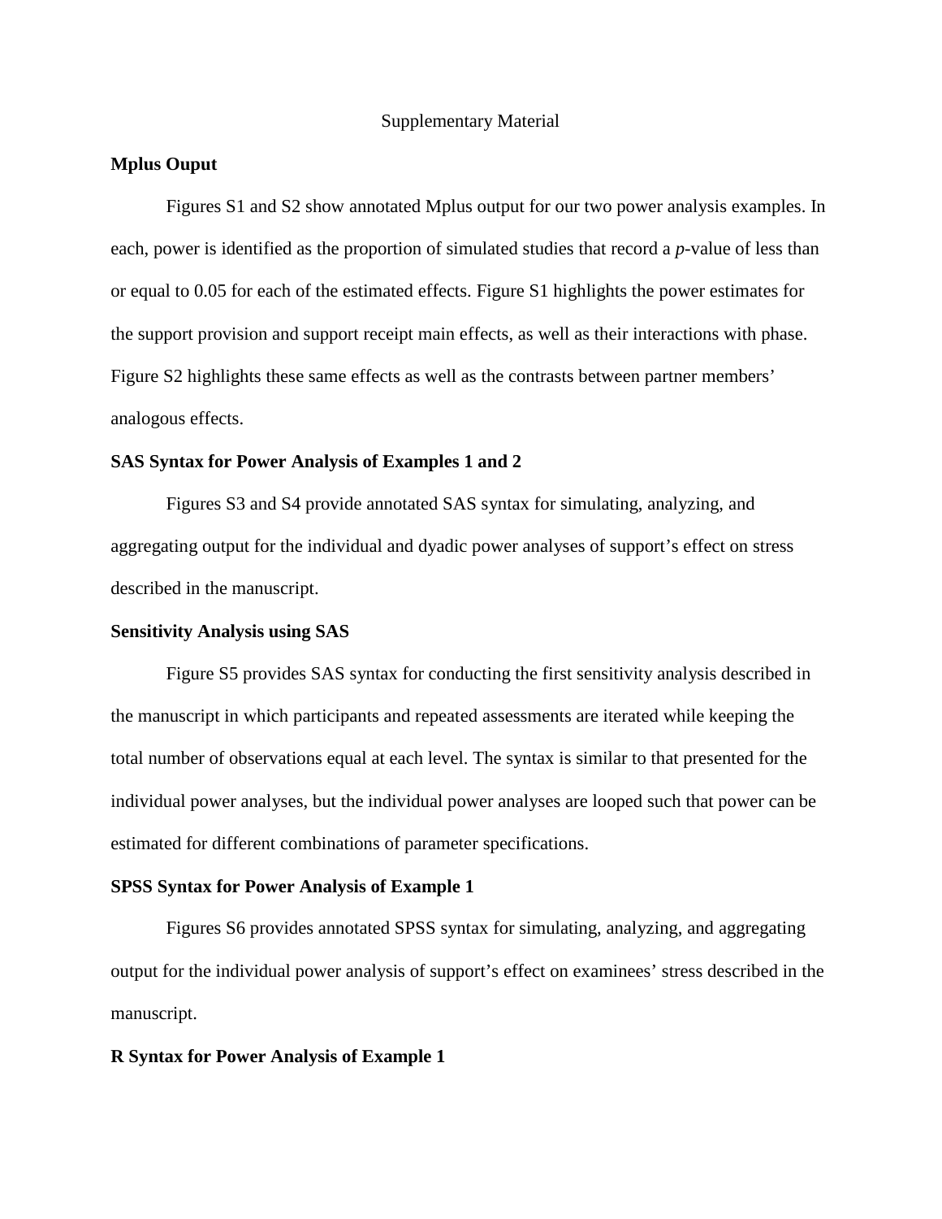# Supplementary Material

## Mplus Ouput

Figures S1 and S2 show annotated Mplus output for our two power analysis examples. In each, power is identified as the proportion of simulated studies that record a *p*-value of less than or equal to 0.05 for each of the estimated effects. Figure S1 highlights the power estimates for the support provision and support receipt main effects, as well as their interactions with phase. Figure S2 highlights these same effects as well as the contrasts between partner members' analogous effects.

## SAS Syntax for Power Analysis of Examples 1 and 2

Figures S3 and S4 provide annotated SAS syntax for simulating, analyzing, and aggregating output for the individual and dyadic power analyses of support's effect on stress described in the manuscript.

## Sensitivity Analysis using SAS

Figure S5 provides SAS syntax for conducting the first sensitivity analysis described in the manuscript in which participants and repeated assessments are iterated while keeping the total number of observations equal at each level. The syntax is similar to that presented for the individual power analyses, but the individual power analyses are looped such that power can be estimated for different combinations of parameter specifications.

## SPSS Syntax for Power Analysis of Example 1

Figures S6 provides annotated SPSS syntax for simulating, analyzing, and aggregating output for the individual power analysis of support's effect on examinees' stress described in the manuscript.

## R Syntax for Power Analysis of Example 1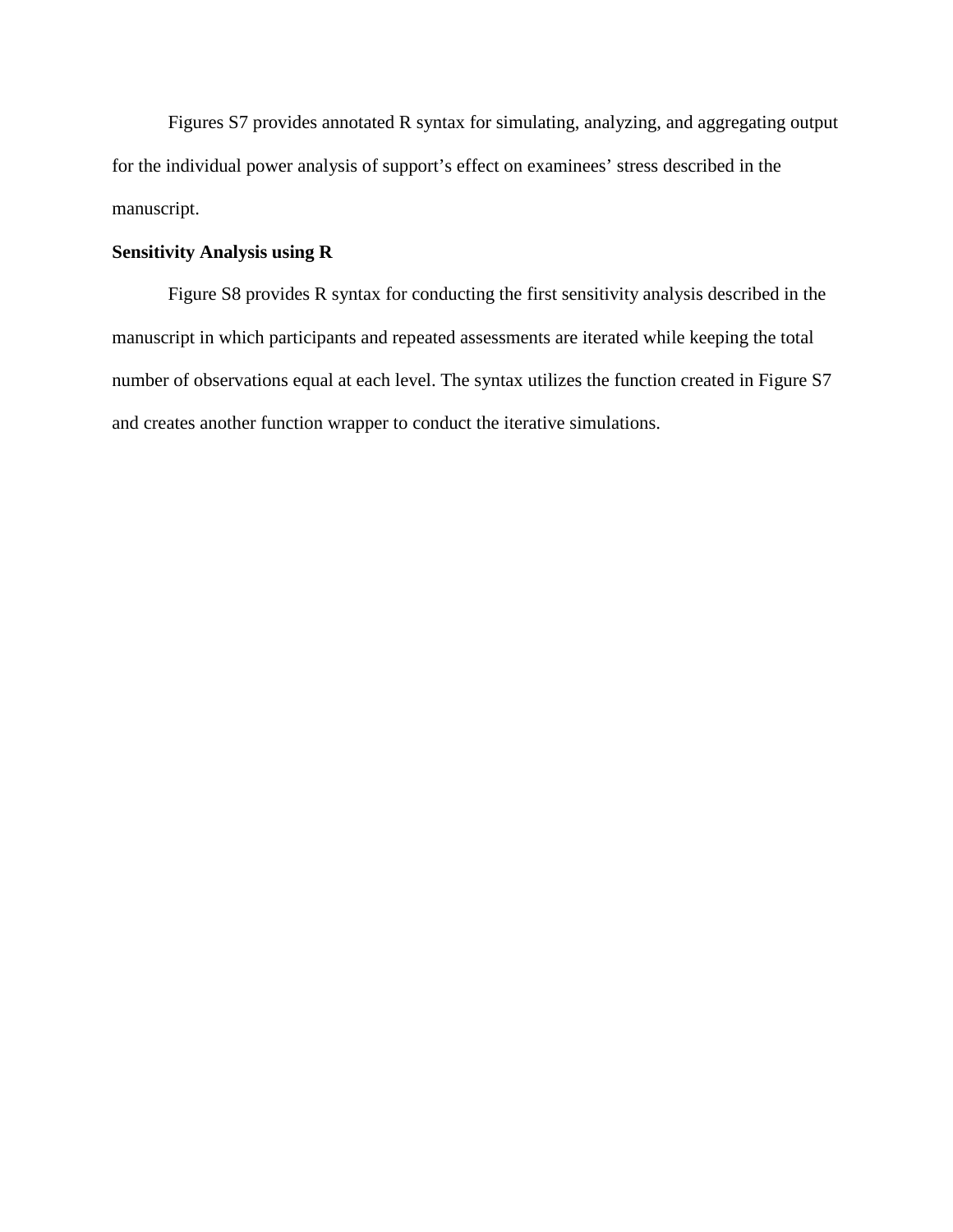Figures S7 provides annotated R syntax for simulating, analyzing, and aggregating output for the individual power analysis of support's effect on examinees' stress described in the manuscript.

**Sensitivity Analysis using R**

Figure S8 provides R syntax for conducting the first sensitivity analysis described in the manuscript in which participants and repeated assessments are iterated while keeping the total number of observations equal at each level. The syntax utilizes the function created in Figure S7 and creates another function wrapper to conduct the iterative simulations.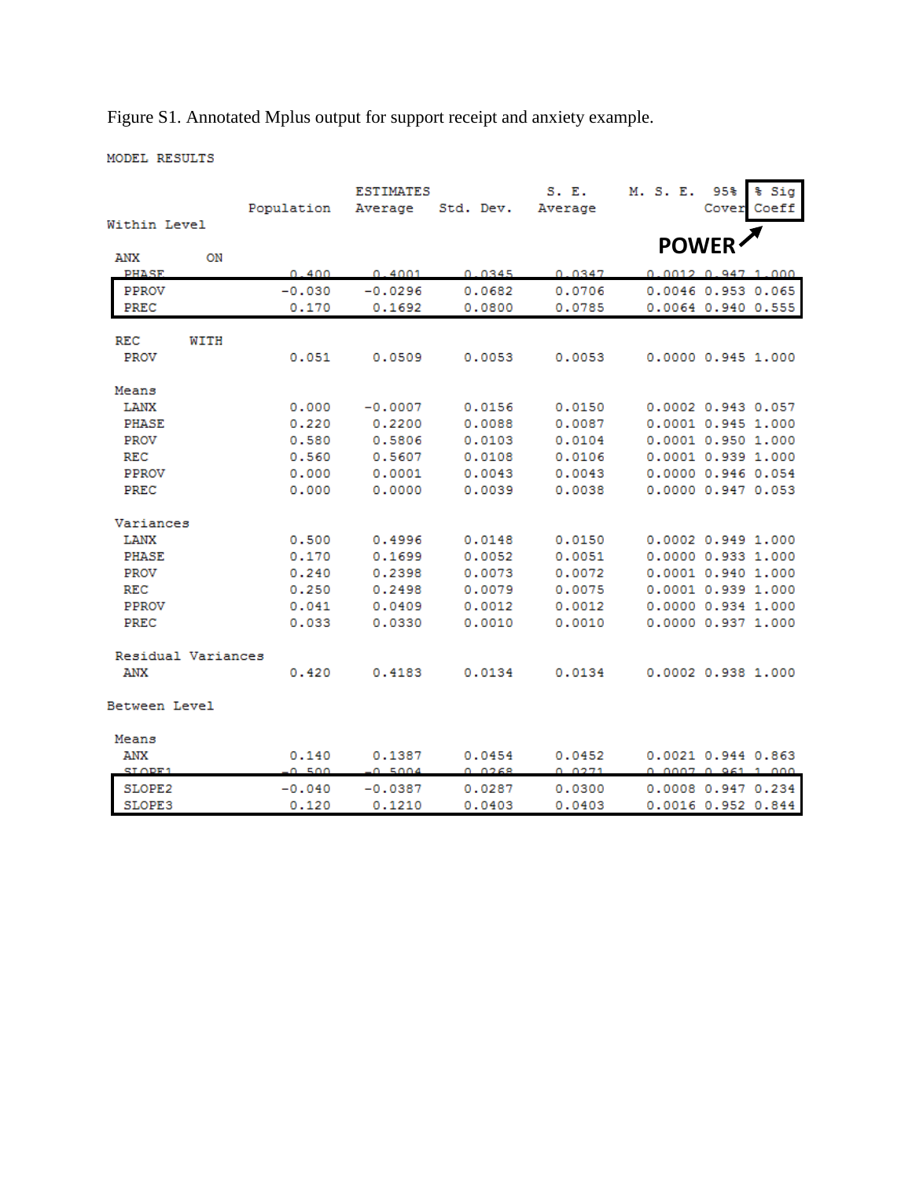Figure S1. Annotated Mplus output for support receipt and anxiety example.

```
MODEL RESULTS

                              ESTIMATES              S. E.     M. S. E.  95%  % Sig
                 Population   Average   Std. Dev.   Average             Cover Coeff
Within Level                                                          POWER

 ANX        ON
  PHASE            0.400      0.4001     0.0345     0.0347     0.0012 0.947 1.000
  PPROV           -0.030     -0.0296     0.0682     0.0706     0.0046 0.953 0.065
  PREC             0.170      0.1692     0.0800     0.0785     0.0064 0.940 0.555

 REC       WITH
  PROV             0.051      0.0509     0.0053     0.0053     0.0000 0.945 1.000

 Means
  LANX             0.000     -0.0007     0.0156     0.0150     0.0002 0.943 0.057
  PHASE            0.220      0.2200     0.0088     0.0087     0.0001 0.945 1.000
  PROV             0.580      0.5806     0.0103     0.0104     0.0001 0.950 1.000
  REC              0.560      0.5607     0.0108     0.0106     0.0001 0.939 1.000
  PPROV            0.000      0.0001     0.0043     0.0043     0.0000 0.946 0.054
  PREC             0.000      0.0000     0.0039     0.0038     0.0000 0.947 0.053

 Variances
  LANX             0.500      0.4996     0.0148     0.0150     0.0002 0.949 1.000
  PHASE            0.170      0.1699     0.0052     0.0051     0.0000 0.933 1.000
  PROV             0.240      0.2398     0.0073     0.0072     0.0001 0.940 1.000
  REC              0.250      0.2498     0.0079     0.0075     0.0001 0.939 1.000
  PPROV            0.041      0.0409     0.0012     0.0012     0.0000 0.934 1.000
  PREC             0.033      0.0330     0.0010     0.0010     0.0000 0.937 1.000

 Residual Variances
  ANX              0.420      0.4183     0.0134     0.0134     0.0002 0.938 1.000

Between Level

 Means
  ANX              0.140      0.1387     0.0454     0.0452     0.0021 0.944 0.863
  SLOPE1          -0.500     -0.5004     0.0268     0.0271     0.0007 0.961 1.000
  SLOPE2          -0.040     -0.0387     0.0287     0.0300     0.0008 0.947 0.234
  SLOPE3           0.120      0.1210     0.0403     0.0403     0.0016 0.952 0.844
```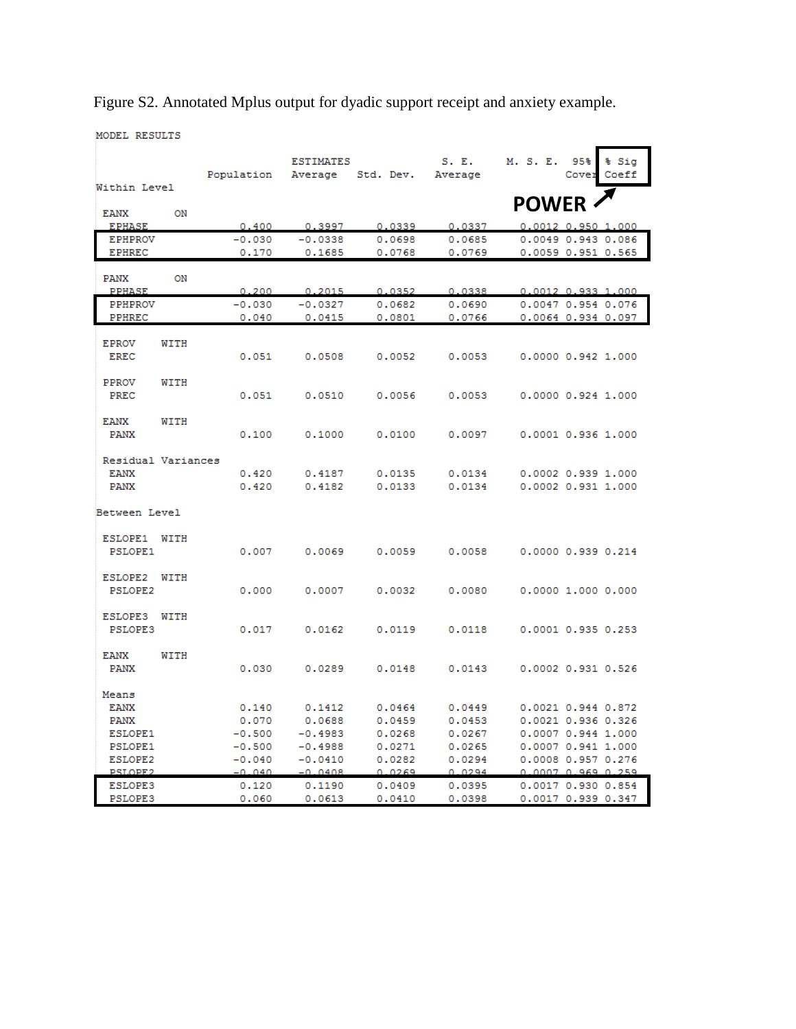Figure S2. Annotated Mplus output for dyadic support receipt and anxiety example.

```
MODEL RESULTS

                              ESTIMATES              S. E.     M. S. E.  95%  % Sig
                 Population   Average   Std. Dev.   Average              Cover Coeff
Within Level
                                                                 POWER ↗
 EANX       ON
  EPHASE           0.400      0.3997     0.0339     0.0337     0.0012 0.950 1.000
  EPHPROV         -0.030     -0.0338     0.0698     0.0685     0.0049 0.943 0.086
  EPHREC           0.170      0.1685     0.0768     0.0769     0.0059 0.951 0.565

 PANX       ON
  PPHASE           0.200      0.2015     0.0352     0.0338     0.0012 0.933 1.000
  PPHPROV         -0.030     -0.0327     0.0682     0.0690     0.0047 0.954 0.076
  PPHREC           0.040      0.0415     0.0801     0.0766     0.0064 0.934 0.097

 EPROV      WITH
  EREC             0.051      0.0508     0.0052     0.0053     0.0000 0.942 1.000

 PPROV      WITH
  PREC             0.051      0.0510     0.0056     0.0053     0.0000 0.924 1.000

 EANX       WITH
  PANX             0.100      0.1000     0.0100     0.0097     0.0001 0.936 1.000

 Residual Variances
  EANX             0.420      0.4187     0.0135     0.0134     0.0002 0.939 1.000
  PANX             0.420      0.4182     0.0133     0.0134     0.0002 0.931 1.000

Between Level

 ESLOPE1    WITH
  PSLOPE1          0.007      0.0069     0.0059     0.0058     0.0000 0.939 0.214

 ESLOPE2    WITH
  PSLOPE2          0.000      0.0007     0.0032     0.0080     0.0000 1.000 0.000

 ESLOPE3    WITH
  PSLOPE3          0.017      0.0162     0.0119     0.0118     0.0001 0.935 0.253

 EANX       WITH
  PANX             0.030      0.0289     0.0148     0.0143     0.0002 0.931 0.526

 Means
  EANX             0.140      0.1412     0.0464     0.0449     0.0021 0.944 0.872
  PANX             0.070      0.0688     0.0459     0.0453     0.0021 0.936 0.326
  ESLOPE1         -0.500     -0.4983     0.0268     0.0267     0.0007 0.944 1.000
  PSLOPE1         -0.500     -0.4988     0.0271     0.0265     0.0007 0.941 1.000
  ESLOPE2         -0.040     -0.0410     0.0282     0.0294     0.0008 0.957 0.276
  PSLOPE2         -0.040     -0.0408     0.0269     0.0294     0.0007 0.969 0.259
  ESLOPE3          0.120      0.1190     0.0409     0.0395     0.0017 0.930 0.854
  PSLOPE3          0.060      0.0613     0.0410     0.0398     0.0017 0.939 0.347
```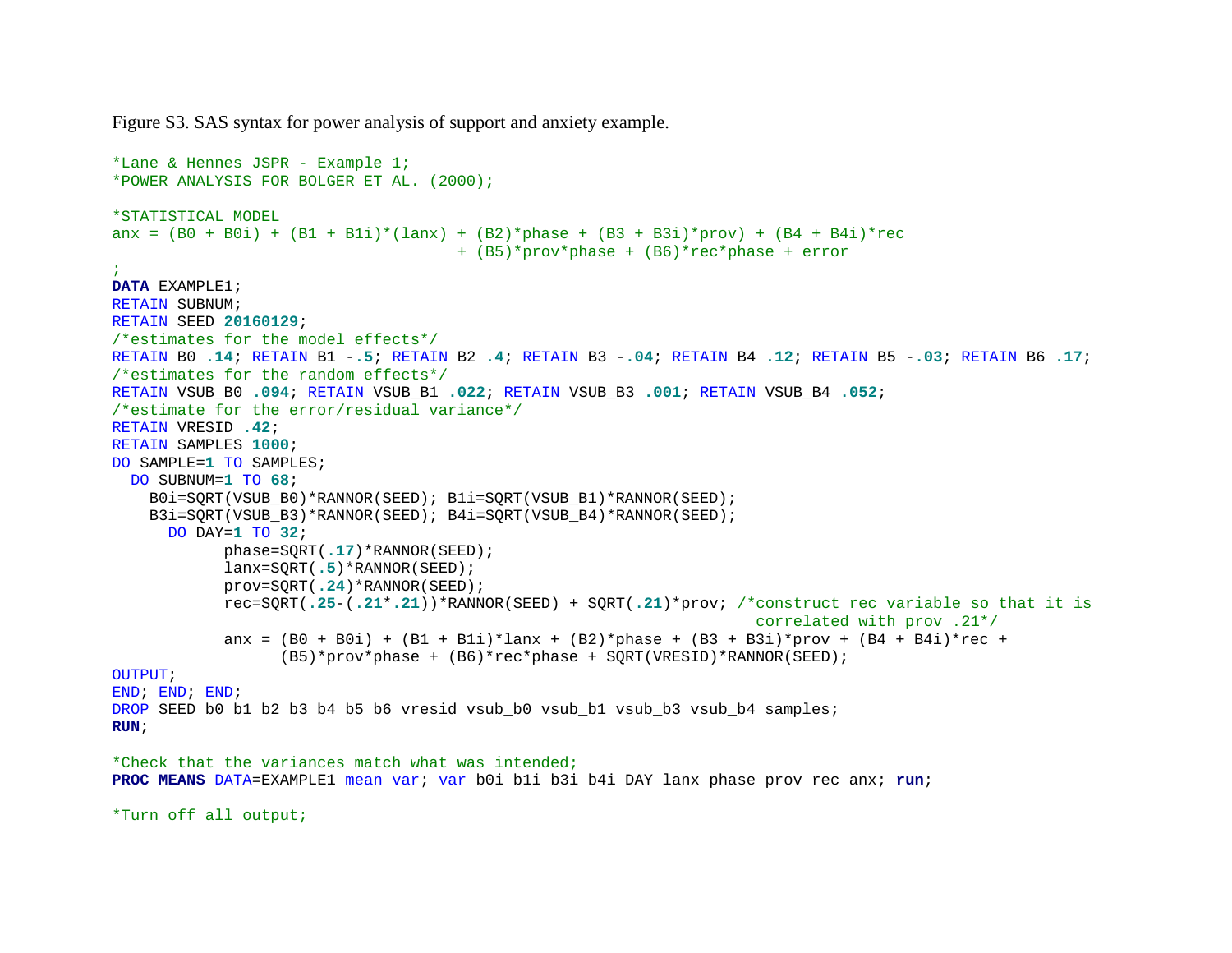Figure S3. SAS syntax for power analysis of support and anxiety example.

```
*Lane & Hennes JSPR - Example 1;
*POWER ANALYSIS FOR BOLGER ET AL. (2000);

*STATISTICAL MODEL
anx = (B0 + B0i) + (B1 + B1i)*(lanx) + (B2)*phase + (B3 + B3i)*prov) + (B4 + B4i)*rec
                                     + (B5)*prov*phase + (B6)*rec*phase + error
;
DATA EXAMPLE1;
RETAIN SUBNUM;
RETAIN SEED 20160129;
/*estimates for the model effects*/
RETAIN B0 .14; RETAIN B1 -.5; RETAIN B2 .4; RETAIN B3 -.04; RETAIN B4 .12; RETAIN B5 -.03; RETAIN B6 .17;
/*estimates for the random effects*/
RETAIN VSUB_B0 .094; RETAIN VSUB_B1 .022; RETAIN VSUB_B3 .001; RETAIN VSUB_B4 .052;
/*estimate for the error/residual variance*/
RETAIN VRESID .42;
RETAIN SAMPLES 1000;
DO SAMPLE=1 TO SAMPLES;
  DO SUBNUM=1 TO 68;
    B0i=SQRT(VSUB_B0)*RANNOR(SEED); B1i=SQRT(VSUB_B1)*RANNOR(SEED);
    B3i=SQRT(VSUB_B3)*RANNOR(SEED); B4i=SQRT(VSUB_B4)*RANNOR(SEED);
      DO DAY=1 TO 32;
            phase=SQRT(.17)*RANNOR(SEED);
            lanx=SQRT(.5)*RANNOR(SEED);
            prov=SQRT(.24)*RANNOR(SEED);
            rec=SQRT(.25-(.21*.21))*RANNOR(SEED) + SQRT(.21)*prov; /*construct rec variable so that it is
                                                                  correlated with prov .21*/
            anx = (B0 + B0i) + (B1 + B1i)*lanx + (B2)*phase + (B3 + B3i)*prov + (B4 + B4i)*rec +
                  (B5)*prov*phase + (B6)*rec*phase + SQRT(VRESID)*RANNOR(SEED);
OUTPUT;
END; END; END;
DROP SEED b0 b1 b2 b3 b4 b5 b6 vresid vsub_b0 vsub_b1 vsub_b3 vsub_b4 samples;
RUN;

*Check that the variances match what was intended;
PROC MEANS DATA=EXAMPLE1 mean var; var b0i b1i b3i b4i DAY lanx phase prov rec anx; run;

*Turn off all output;
```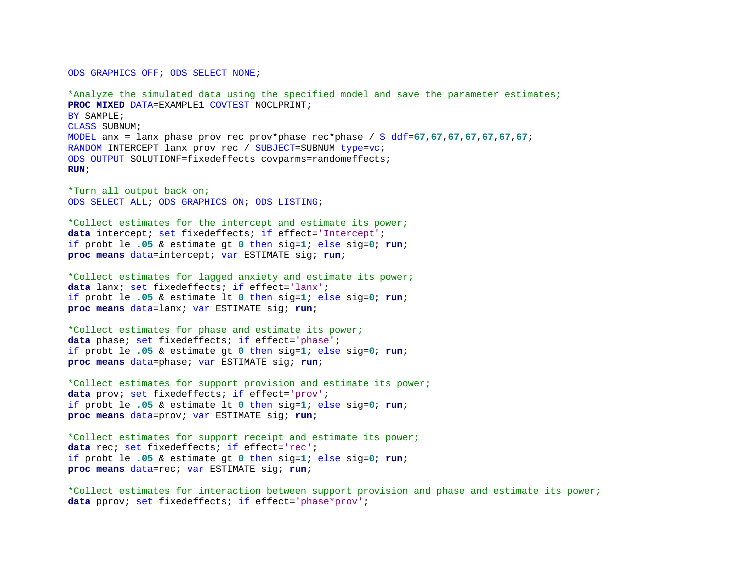```
ODS GRAPHICS OFF; ODS SELECT NONE;

*Analyze the simulated data using the specified model and save the parameter estimates;
PROC MIXED DATA=EXAMPLE1 COVTEST NOCLPRINT;
BY SAMPLE;
CLASS SUBNUM;
MODEL anx = lanx phase prov rec prov*phase rec*phase / S ddf=67,67,67,67,67,67,67;
RANDOM INTERCEPT lanx prov rec / SUBJECT=SUBNUM type=vc;
ODS OUTPUT SOLUTIONF=fixedeffects covparms=randomeffects;
RUN;

*Turn all output back on;
ODS SELECT ALL; ODS GRAPHICS ON; ODS LISTING;

*Collect estimates for the intercept and estimate its power;
data intercept; set fixedeffects; if effect='Intercept';
if probt le .05 & estimate gt 0 then sig=1; else sig=0; run;
proc means data=intercept; var ESTIMATE sig; run;

*Collect estimates for lagged anxiety and estimate its power;
data lanx; set fixedeffects; if effect='lanx';
if probt le .05 & estimate lt 0 then sig=1; else sig=0; run;
proc means data=lanx; var ESTIMATE sig; run;

*Collect estimates for phase and estimate its power;
data phase; set fixedeffects; if effect='phase';
if probt le .05 & estimate gt 0 then sig=1; else sig=0; run;
proc means data=phase; var ESTIMATE sig; run;

*Collect estimates for support provision and estimate its power;
data prov; set fixedeffects; if effect='prov';
if probt le .05 & estimate lt 0 then sig=1; else sig=0; run;
proc means data=prov; var ESTIMATE sig; run;

*Collect estimates for support receipt and estimate its power;
data rec; set fixedeffects; if effect='rec';
if probt le .05 & estimate gt 0 then sig=1; else sig=0; run;
proc means data=rec; var ESTIMATE sig; run;

*Collect estimates for interaction between support provision and phase and estimate its power;
data pprov; set fixedeffects; if effect='phase*prov';
```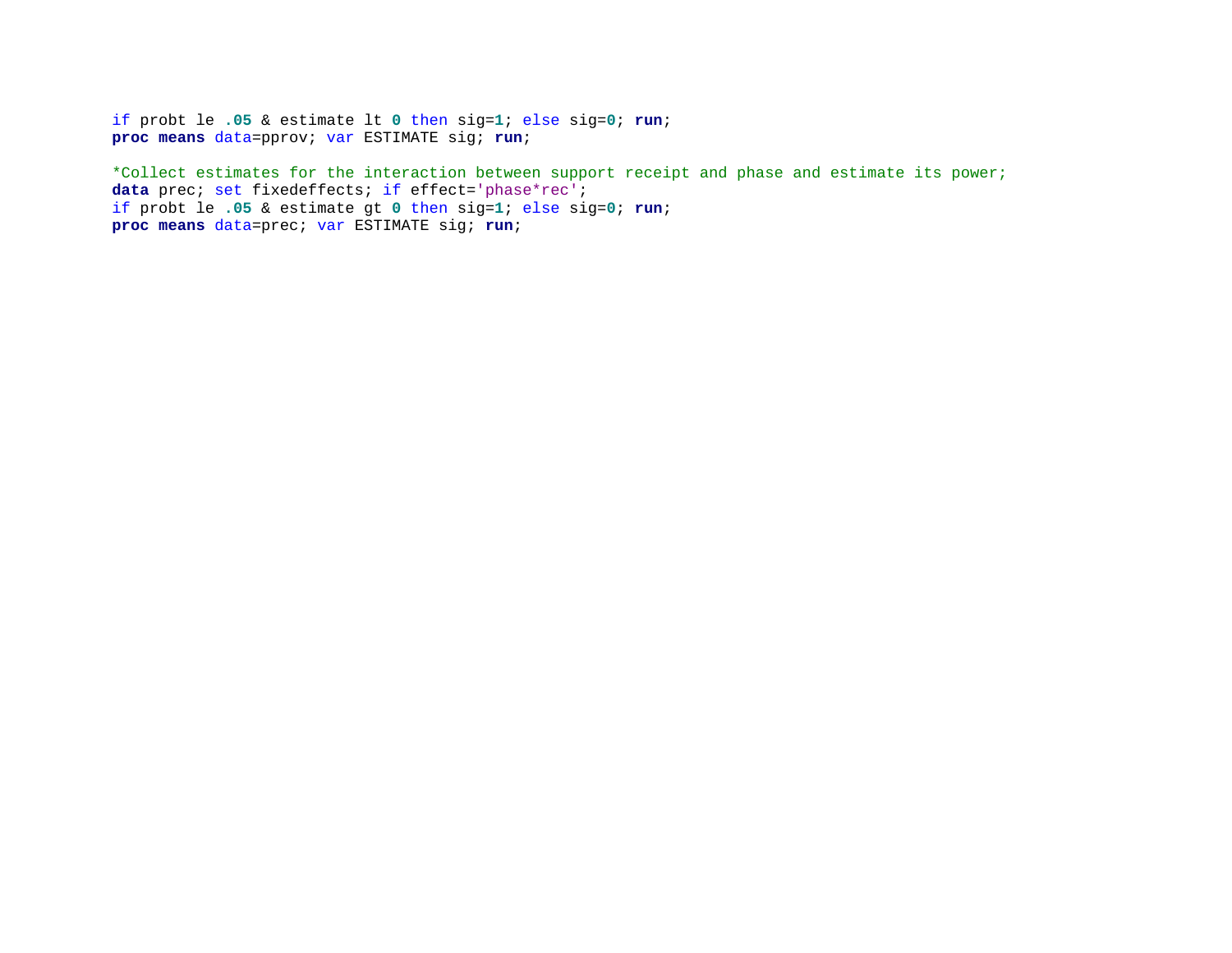```
if probt le .05 & estimate lt 0 then sig=1; else sig=0; run;
proc means data=pprov; var ESTIMATE sig; run;

*Collect estimates for the interaction between support receipt and phase and estimate its power;
data prec; set fixedeffects; if effect='phase*rec';
if probt le .05 & estimate gt 0 then sig=1; else sig=0; run;
proc means data=prec; var ESTIMATE sig; run;
```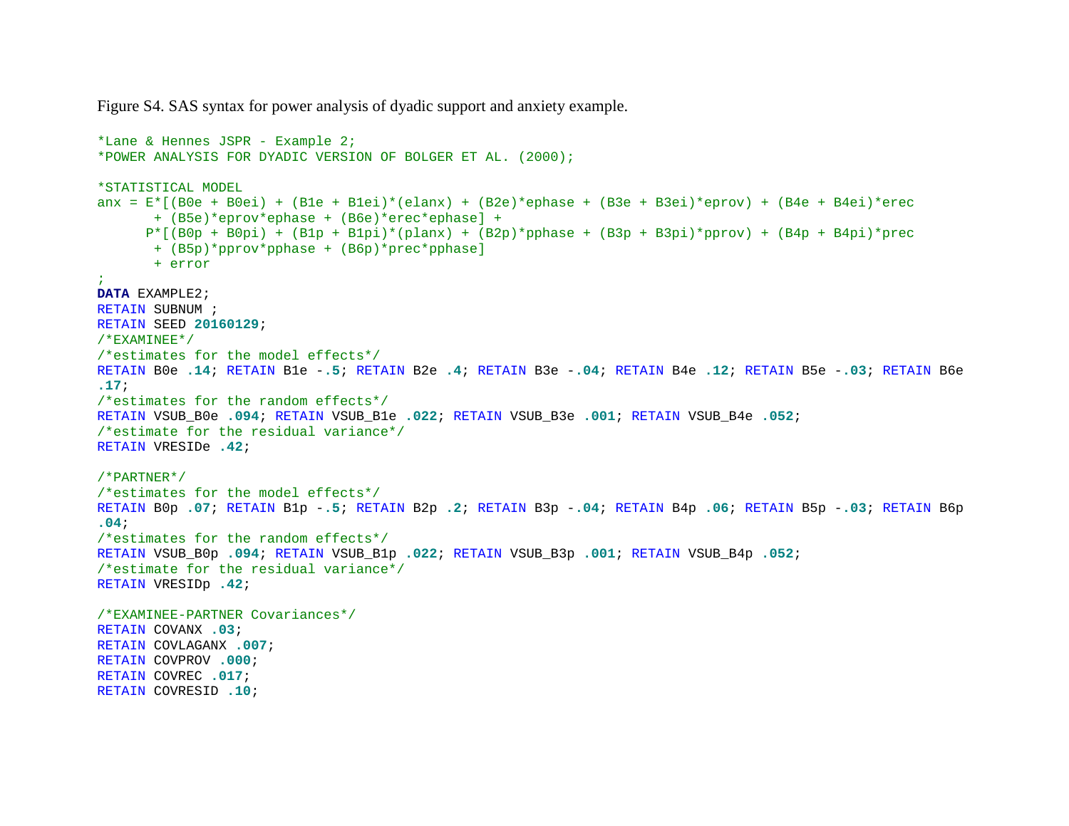Figure S4. SAS syntax for power analysis of dyadic support and anxiety example.

```
*Lane & Hennes JSPR - Example 2;
*POWER ANALYSIS FOR DYADIC VERSION OF BOLGER ET AL. (2000);

*STATISTICAL MODEL
anx = E*[(B0e + B0ei) + (B1e + B1ei)*(elanx) + (B2e)*ephase + (B3e + B3ei)*eprov) + (B4e + B4ei)*erec
       + (B5e)*eprov*ephase + (B6e)*erec*ephase] +
      P*[(B0p + B0pi) + (B1p + B1pi)*(planx) + (B2p)*pphase + (B3p + B3pi)*pprov) + (B4p + B4pi)*prec
       + (B5p)*pprov*pphase + (B6p)*prec*pphase]
       + error
;
DATA EXAMPLE2;
RETAIN SUBNUM ;
RETAIN SEED 20160129;
/*EXAMINEE*/
/*estimates for the model effects*/
RETAIN B0e .14; RETAIN B1e -.5; RETAIN B2e .4; RETAIN B3e -.04; RETAIN B4e .12; RETAIN B5e -.03; RETAIN B6e
.17;
/*estimates for the random effects*/
RETAIN VSUB_B0e .094; RETAIN VSUB_B1e .022; RETAIN VSUB_B3e .001; RETAIN VSUB_B4e .052;
/*estimate for the residual variance*/
RETAIN VRESIDe .42;

/*PARTNER*/
/*estimates for the model effects*/
RETAIN B0p .07; RETAIN B1p -.5; RETAIN B2p .2; RETAIN B3p -.04; RETAIN B4p .06; RETAIN B5p -.03; RETAIN B6p
.04;
/*estimates for the random effects*/
RETAIN VSUB_B0p .094; RETAIN VSUB_B1p .022; RETAIN VSUB_B3p .001; RETAIN VSUB_B4p .052;
/*estimate for the residual variance*/
RETAIN VRESIDp .42;

/*EXAMINEE-PARTNER Covariances*/
RETAIN COVANX .03;
RETAIN COVLAGANX .007;
RETAIN COVPROV .000;
RETAIN COVREC .017;
RETAIN COVRESID .10;
```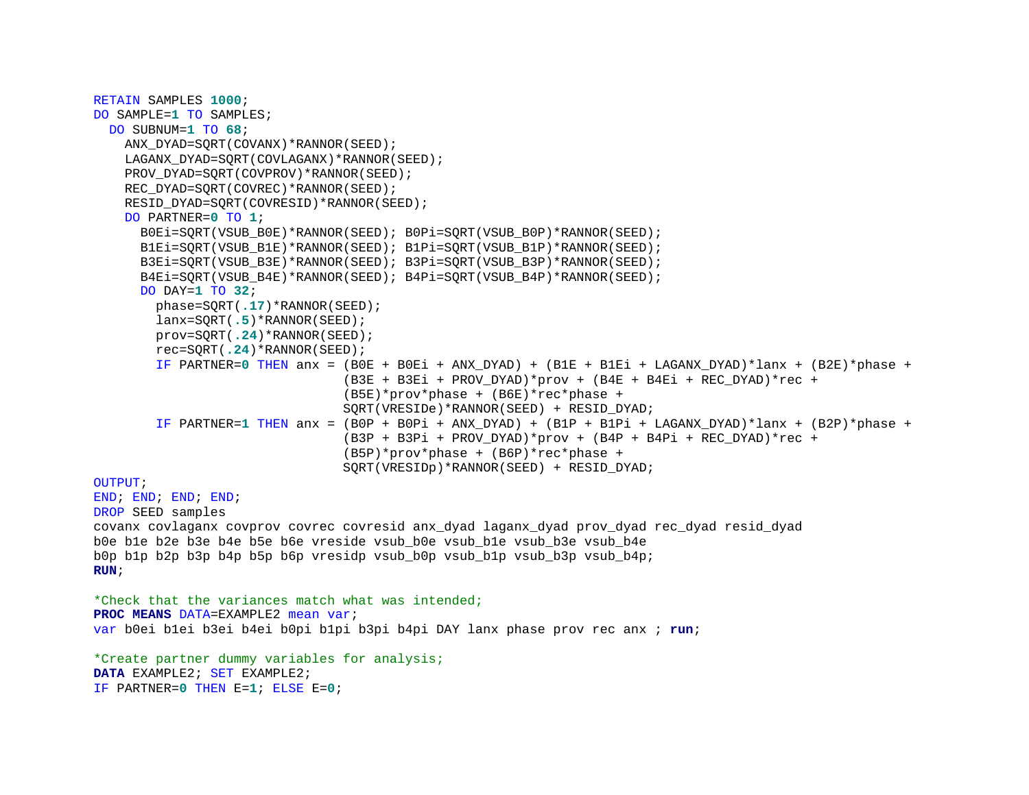```
RETAIN SAMPLES 1000;
DO SAMPLE=1 TO SAMPLES;
  DO SUBNUM=1 TO 68;
    ANX_DYAD=SQRT(COVANX)*RANNOR(SEED);
    LAGANX_DYAD=SQRT(COVLAGANX)*RANNOR(SEED);
    PROV_DYAD=SQRT(COVPROV)*RANNOR(SEED);
    REC_DYAD=SQRT(COVREC)*RANNOR(SEED);
    RESID_DYAD=SQRT(COVRESID)*RANNOR(SEED);
    DO PARTNER=0 TO 1;
      B0Ei=SQRT(VSUB_B0E)*RANNOR(SEED); B0Pi=SQRT(VSUB_B0P)*RANNOR(SEED);
      B1Ei=SQRT(VSUB_B1E)*RANNOR(SEED); B1Pi=SQRT(VSUB_B1P)*RANNOR(SEED);
      B3Ei=SQRT(VSUB_B3E)*RANNOR(SEED); B3Pi=SQRT(VSUB_B3P)*RANNOR(SEED);
      B4Ei=SQRT(VSUB_B4E)*RANNOR(SEED); B4Pi=SQRT(VSUB_B4P)*RANNOR(SEED);
      DO DAY=1 TO 32;
        phase=SQRT(.17)*RANNOR(SEED);
        lanx=SQRT(.5)*RANNOR(SEED);
        prov=SQRT(.24)*RANNOR(SEED);
        rec=SQRT(.24)*RANNOR(SEED);
        IF PARTNER=0 THEN anx = (B0E + B0Ei + ANX_DYAD) + (B1E + B1Ei + LAGANX_DYAD)*lanx + (B2E)*phase +
                                (B3E + B3Ei + PROV_DYAD)*prov + (B4E + B4Ei + REC_DYAD)*rec +
                                (B5E)*prov*phase + (B6E)*rec*phase +
                                SQRT(VRESIDe)*RANNOR(SEED) + RESID_DYAD;
        IF PARTNER=1 THEN anx = (B0P + B0Pi + ANX_DYAD) + (B1P + B1Pi + LAGANX_DYAD)*lanx + (B2P)*phase +
                                (B3P + B3Pi + PROV_DYAD)*prov + (B4P + B4Pi + REC_DYAD)*rec +
                                (B5P)*prov*phase + (B6P)*rec*phase +
                                SQRT(VRESIDp)*RANNOR(SEED) + RESID_DYAD;
OUTPUT;
END; END; END; END;
DROP SEED samples
covanx covlaganx covprov covrec covresid anx_dyad laganx_dyad prov_dyad rec_dyad resid_dyad
b0e b1e b2e b3e b4e b5e b6e vreside vsub_b0e vsub_b1e vsub_b3e vsub_b4e
b0p b1p b2p b3p b4p b5p b6p vresidp vsub_b0p vsub_b1p vsub_b3p vsub_b4p;
RUN;

*Check that the variances match what was intended;
PROC MEANS DATA=EXAMPLE2 mean var;
var b0ei b1ei b3ei b4ei b0pi b1pi b3pi b4pi DAY lanx phase prov rec anx ; run;

*Create partner dummy variables for analysis;
DATA EXAMPLE2; SET EXAMPLE2;
IF PARTNER=0 THEN E=1; ELSE E=0;
```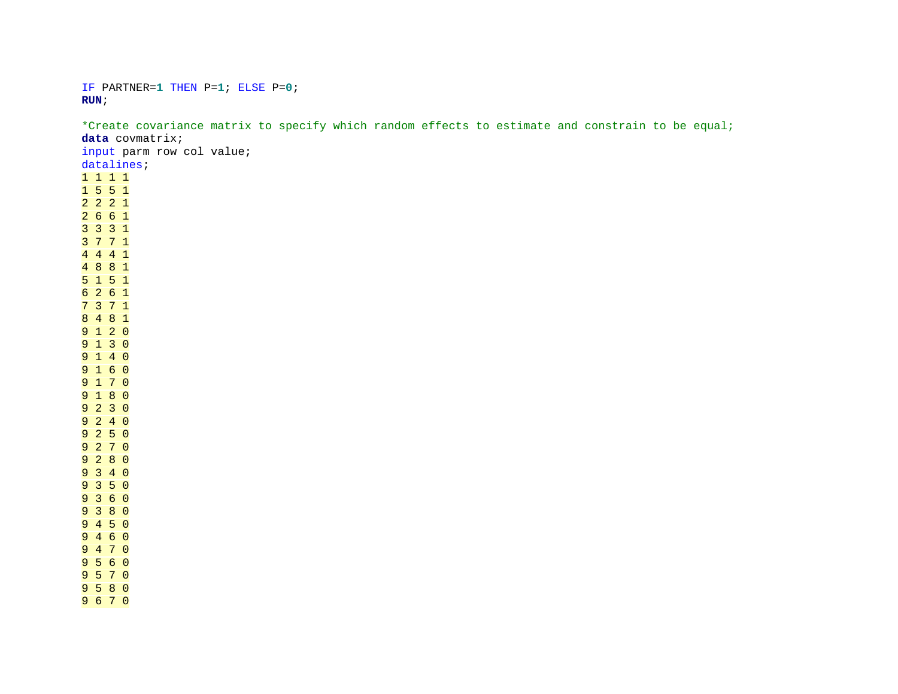```
IF PARTNER=1 THEN P=1; ELSE P=0;
RUN;

*Create covariance matrix to specify which random effects to estimate and constrain to be equal;
data covmatrix;
input parm row col value;
datalines;
1 1 1 1
1 5 5 1
2 2 2 1
2 6 6 1
3 3 3 1
3 7 7 1
4 4 4 1
4 8 8 1
5 1 5 1
6 2 6 1
7 3 7 1
8 4 8 1
9 1 2 0
9 1 3 0
9 1 4 0
9 1 6 0
9 1 7 0
9 1 8 0
9 2 3 0
9 2 4 0
9 2 5 0
9 2 7 0
9 2 8 0
9 3 4 0
9 3 5 0
9 3 6 0
9 3 8 0
9 4 5 0
9 4 6 0
9 4 7 0
9 5 6 0
9 5 7 0
9 5 8 0
9 6 7 0
```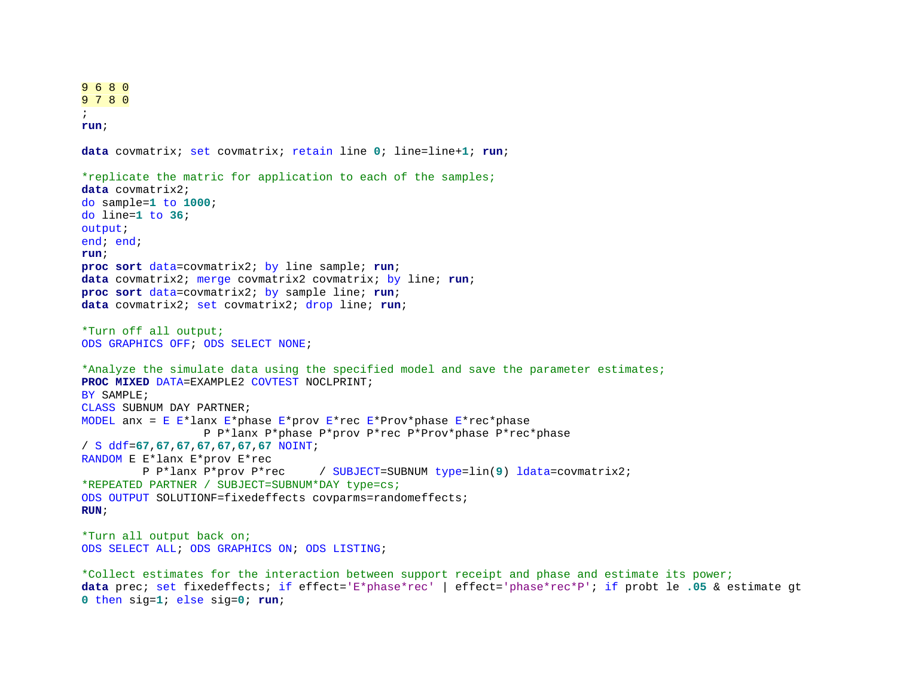```
9 6 8 0
9 7 8 0
;
run;

data covmatrix; set covmatrix; retain line 0; line=line+1; run;

*replicate the matric for application to each of the samples;
data covmatrix2;
do sample=1 to 1000;
do line=1 to 36;
output;
end; end;
run;
proc sort data=covmatrix2; by line sample; run;
data covmatrix2; merge covmatrix2 covmatrix; by line; run;
proc sort data=covmatrix2; by sample line; run;
data covmatrix2; set covmatrix2; drop line; run;

*Turn off all output;
ODS GRAPHICS OFF; ODS SELECT NONE;

*Analyze the simulate data using the specified model and save the parameter estimates;
PROC MIXED DATA=EXAMPLE2 COVTEST NOCLPRINT;
BY SAMPLE;
CLASS SUBNUM DAY PARTNER;
MODEL anx = E E*lanx E*phase E*prov E*rec E*Prov*phase E*rec*phase
               P P*lanx P*phase P*prov P*rec P*Prov*phase P*rec*phase
/ S ddf=67,67,67,67,67,67,67 NOINT;
RANDOM E E*lanx E*prov E*rec
       P P*lanx P*prov P*rec     / SUBJECT=SUBNUM type=lin(9) ldata=covmatrix2;
*REPEATED PARTNER / SUBJECT=SUBNUM*DAY type=cs;
ODS OUTPUT SOLUTIONF=fixedeffects covparms=randomeffects;
RUN;

*Turn all output back on;
ODS SELECT ALL; ODS GRAPHICS ON; ODS LISTING;

*Collect estimates for the interaction between support receipt and phase and estimate its power;
data prec; set fixedeffects; if effect='E*phase*rec' | effect='phase*rec*P'; if probt le .05 & estimate gt
0 then sig=1; else sig=0; run;
```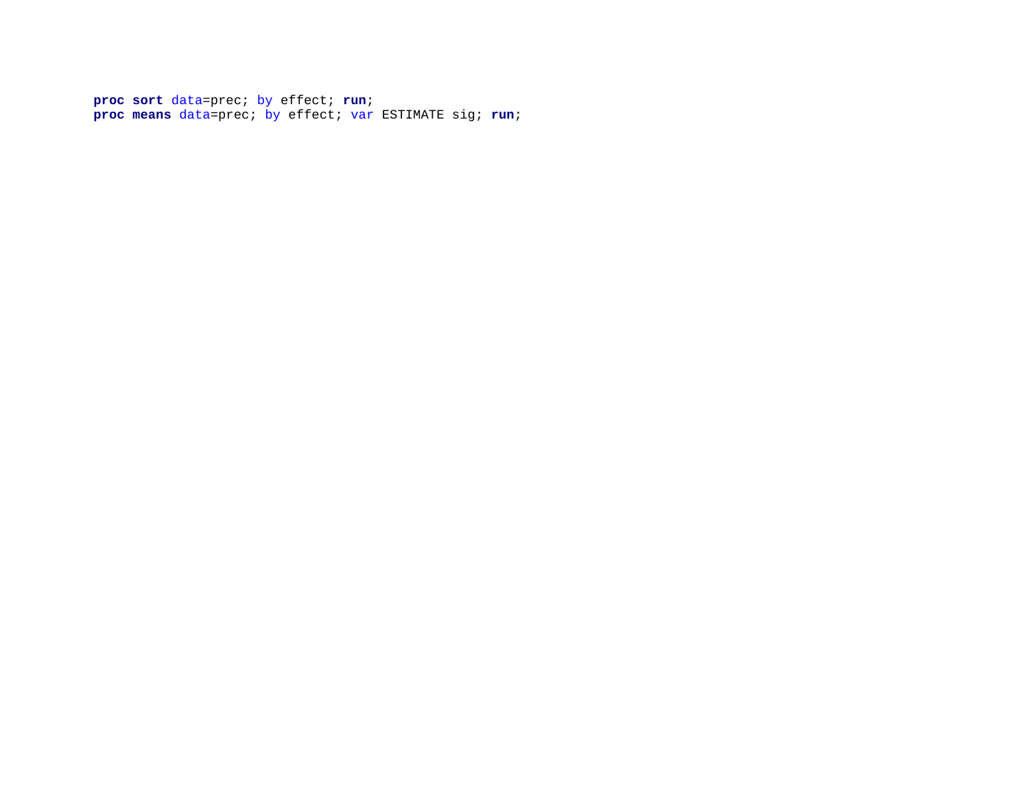```
proc sort data=prec; by effect; run;
proc means data=prec; by effect; var ESTIMATE sig; run;
```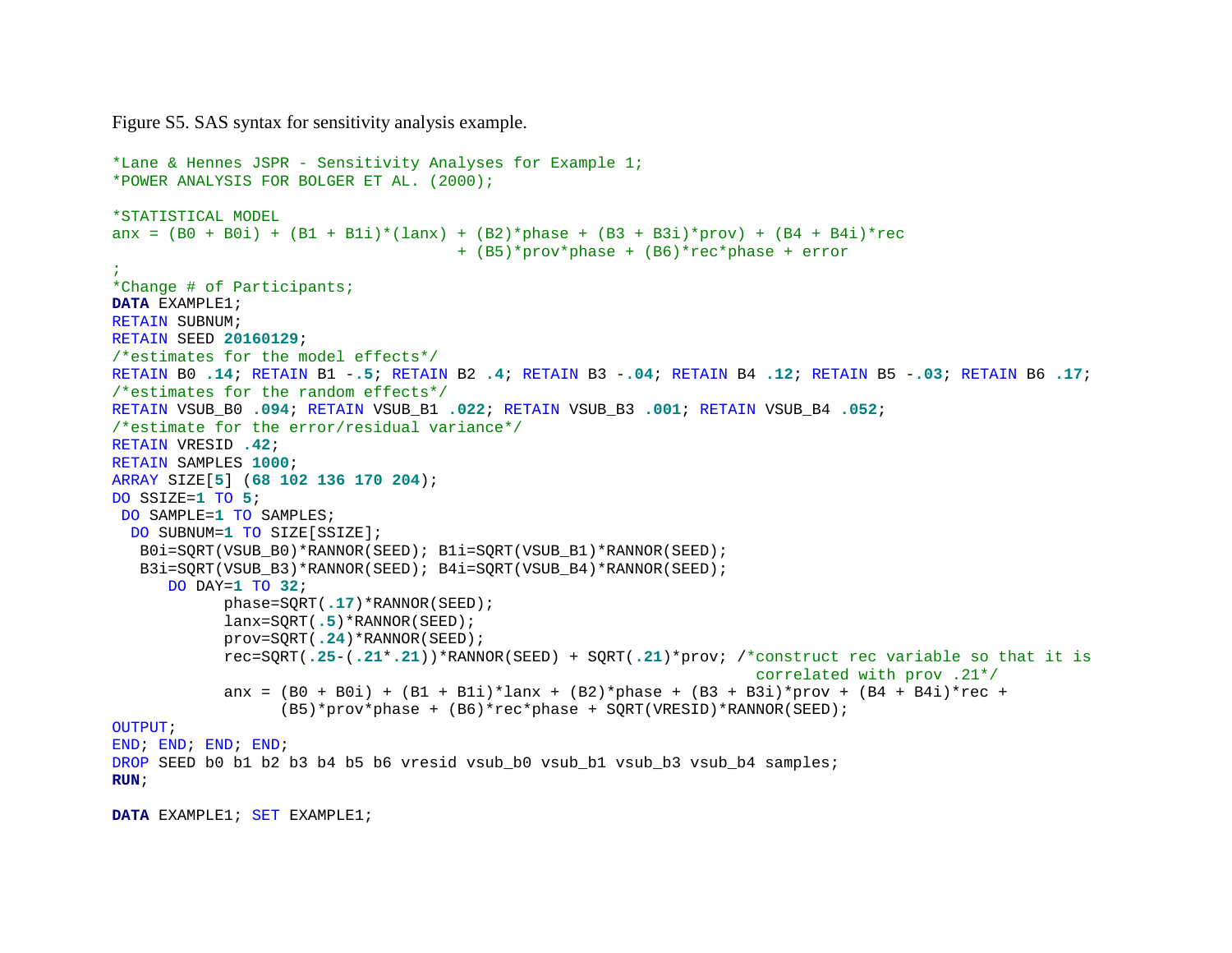Figure S5. SAS syntax for sensitivity analysis example.

```
*Lane & Hennes JSPR - Sensitivity Analyses for Example 1;
*POWER ANALYSIS FOR BOLGER ET AL. (2000);

*STATISTICAL MODEL
anx = (B0 + B0i) + (B1 + B1i)*(lanx) + (B2)*phase + (B3 + B3i)*prov) + (B4 + B4i)*rec
                                     + (B5)*prov*phase + (B6)*rec*phase + error
;
*Change # of Participants;
DATA EXAMPLE1;
RETAIN SUBNUM;
RETAIN SEED 20160129;
/*estimates for the model effects*/
RETAIN B0 .14; RETAIN B1 -.5; RETAIN B2 .4; RETAIN B3 -.04; RETAIN B4 .12; RETAIN B5 -.03; RETAIN B6 .17;
/*estimates for the random effects*/
RETAIN VSUB_B0 .094; RETAIN VSUB_B1 .022; RETAIN VSUB_B3 .001; RETAIN VSUB_B4 .052;
/*estimate for the error/residual variance*/
RETAIN VRESID .42;
RETAIN SAMPLES 1000;
ARRAY SIZE[5] (68 102 136 170 204);
DO SSIZE=1 TO 5;
 DO SAMPLE=1 TO SAMPLES;
  DO SUBNUM=1 TO SIZE[SSIZE];
   B0i=SQRT(VSUB_B0)*RANNOR(SEED); B1i=SQRT(VSUB_B1)*RANNOR(SEED);
   B3i=SQRT(VSUB_B3)*RANNOR(SEED); B4i=SQRT(VSUB_B4)*RANNOR(SEED);
      DO DAY=1 TO 32;
            phase=SQRT(.17)*RANNOR(SEED);
            lanx=SQRT(.5)*RANNOR(SEED);
            prov=SQRT(.24)*RANNOR(SEED);
            rec=SQRT(.25-(.21*.21))*RANNOR(SEED) + SQRT(.21)*prov; /*construct rec variable so that it is
                                                                     correlated with prov .21*/
            anx = (B0 + B0i) + (B1 + B1i)*lanx + (B2)*phase + (B3 + B3i)*prov + (B4 + B4i)*rec +
                  (B5)*prov*phase + (B6)*rec*phase + SQRT(VRESID)*RANNOR(SEED);
OUTPUT;
END; END; END; END;
DROP SEED b0 b1 b2 b3 b4 b5 b6 vresid vsub_b0 vsub_b1 vsub_b3 vsub_b4 samples;
RUN;

DATA EXAMPLE1; SET EXAMPLE1;
```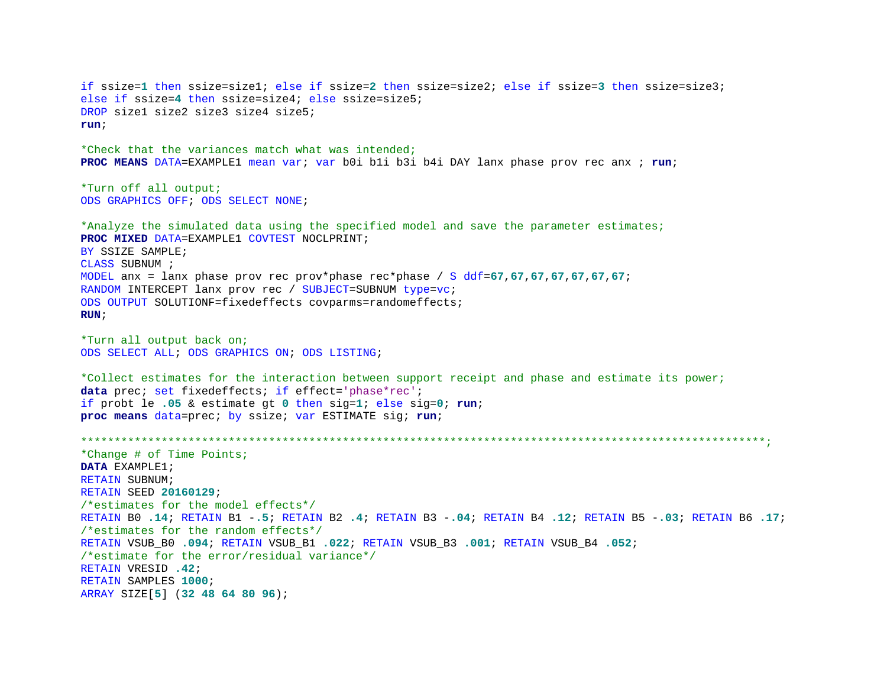```
if ssize=1 then ssize=size1; else if ssize=2 then ssize=size2; else if ssize=3 then ssize=size3;
else if ssize=4 then ssize=size4; else ssize=size5;
DROP size1 size2 size3 size4 size5;
run;

*Check that the variances match what was intended;
PROC MEANS DATA=EXAMPLE1 mean var; var b0i b1i b3i b4i DAY lanx phase prov rec anx ; run;

*Turn off all output;
ODS GRAPHICS OFF; ODS SELECT NONE;

*Analyze the simulated data using the specified model and save the parameter estimates;
PROC MIXED DATA=EXAMPLE1 COVTEST NOCLPRINT;
BY SSIZE SAMPLE;
CLASS SUBNUM ;
MODEL anx = lanx phase prov rec prov*phase rec*phase / S ddf=67,67,67,67,67,67,67;
RANDOM INTERCEPT lanx prov rec / SUBJECT=SUBNUM type=vc;
ODS OUTPUT SOLUTIONF=fixedeffects covparms=randomeffects;
RUN;

*Turn all output back on;
ODS SELECT ALL; ODS GRAPHICS ON; ODS LISTING;

*Collect estimates for the interaction between support receipt and phase and estimate its power;
data prec; set fixedeffects; if effect='phase*rec';
if probt le .05 & estimate gt 0 then sig=1; else sig=0; run;
proc means data=prec; by ssize; var ESTIMATE sig; run;

*****************************************************************************************************;
*Change # of Time Points;
DATA EXAMPLE1;
RETAIN SUBNUM;
RETAIN SEED 20160129;
/*estimates for the model effects*/
RETAIN B0 .14; RETAIN B1 -.5; RETAIN B2 .4; RETAIN B3 -.04; RETAIN B4 .12; RETAIN B5 -.03; RETAIN B6 .17;
/*estimates for the random effects*/
RETAIN VSUB_B0 .094; RETAIN VSUB_B1 .022; RETAIN VSUB_B3 .001; RETAIN VSUB_B4 .052;
/*estimate for the error/residual variance*/
RETAIN VRESID .42;
RETAIN SAMPLES 1000;
ARRAY SIZE[5] (32 48 64 80 96);
```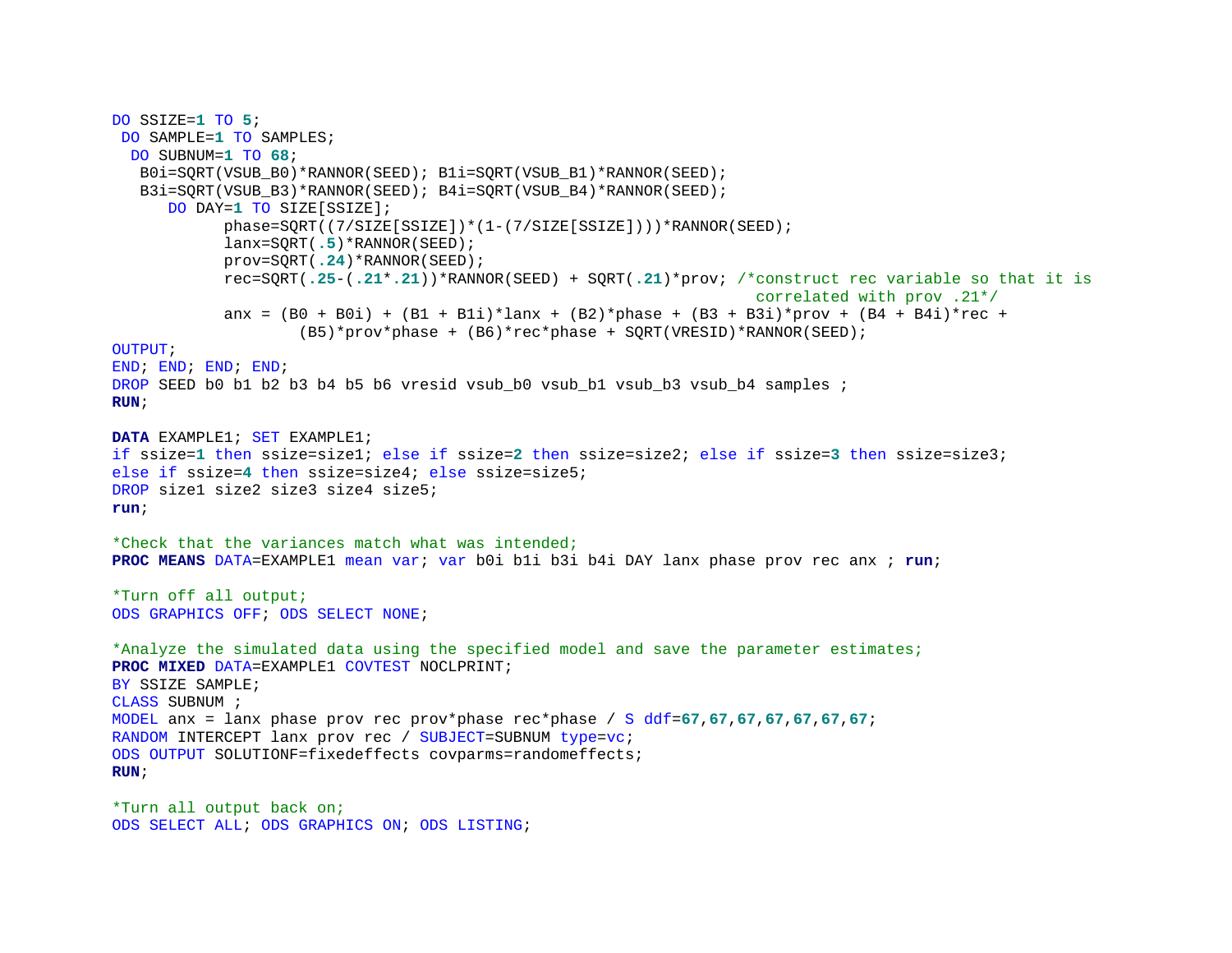```
DO SSIZE=1 TO 5;
 DO SAMPLE=1 TO SAMPLES;
  DO SUBNUM=1 TO 68;
   B0i=SQRT(VSUB_B0)*RANNOR(SEED); B1i=SQRT(VSUB_B1)*RANNOR(SEED);
   B3i=SQRT(VSUB_B3)*RANNOR(SEED); B4i=SQRT(VSUB_B4)*RANNOR(SEED);
      DO DAY=1 TO SIZE[SSIZE];
            phase=SQRT((7/SIZE[SSIZE])*(1-(7/SIZE[SSIZE])))*RANNOR(SEED);
            lanx=SQRT(.5)*RANNOR(SEED);
            prov=SQRT(.24)*RANNOR(SEED);
            rec=SQRT(.25-(.21*.21))*RANNOR(SEED) + SQRT(.21)*prov; /*construct rec variable so that it is
                                                                     correlated with prov .21*/
            anx = (B0 + B0i) + (B1 + B1i)*lanx + (B2)*phase + (B3 + B3i)*prov + (B4 + B4i)*rec +
                    (B5)*prov*phase + (B6)*rec*phase + SQRT(VRESID)*RANNOR(SEED);
OUTPUT;
END; END; END; END;
DROP SEED b0 b1 b2 b3 b4 b5 b6 vresid vsub_b0 vsub_b1 vsub_b3 vsub_b4 samples ;
RUN;

DATA EXAMPLE1; SET EXAMPLE1;
if ssize=1 then ssize=size1; else if ssize=2 then ssize=size2; else if ssize=3 then ssize=size3;
else if ssize=4 then ssize=size4; else ssize=size5;
DROP size1 size2 size3 size4 size5;
run;

*Check that the variances match what was intended;
PROC MEANS DATA=EXAMPLE1 mean var; var b0i b1i b3i b4i DAY lanx phase prov rec anx ; run;

*Turn off all output;
ODS GRAPHICS OFF; ODS SELECT NONE;

*Analyze the simulated data using the specified model and save the parameter estimates;
PROC MIXED DATA=EXAMPLE1 COVTEST NOCLPRINT;
BY SSIZE SAMPLE;
CLASS SUBNUM ;
MODEL anx = lanx phase prov rec prov*phase rec*phase / S ddf=67,67,67,67,67,67,67;
RANDOM INTERCEPT lanx prov rec / SUBJECT=SUBNUM type=vc;
ODS OUTPUT SOLUTIONF=fixedeffects covparms=randomeffects;
RUN;

*Turn all output back on;
ODS SELECT ALL; ODS GRAPHICS ON; ODS LISTING;
```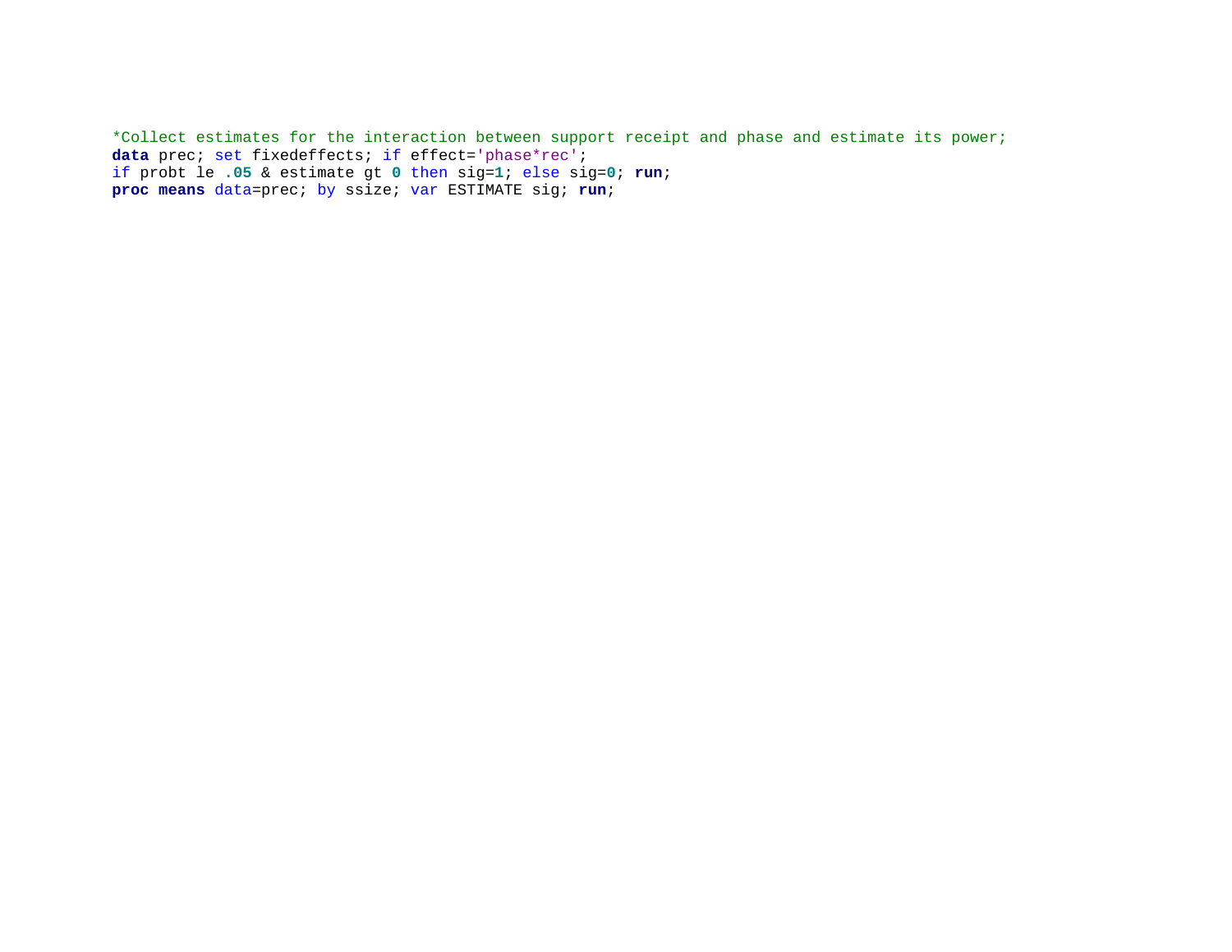```
*Collect estimates for the interaction between support receipt and phase and estimate its power;
data prec; set fixedeffects; if effect='phase*rec';
if probt le .05 & estimate gt 0 then sig=1; else sig=0; run;
proc means data=prec; by ssize; var ESTIMATE sig; run;
```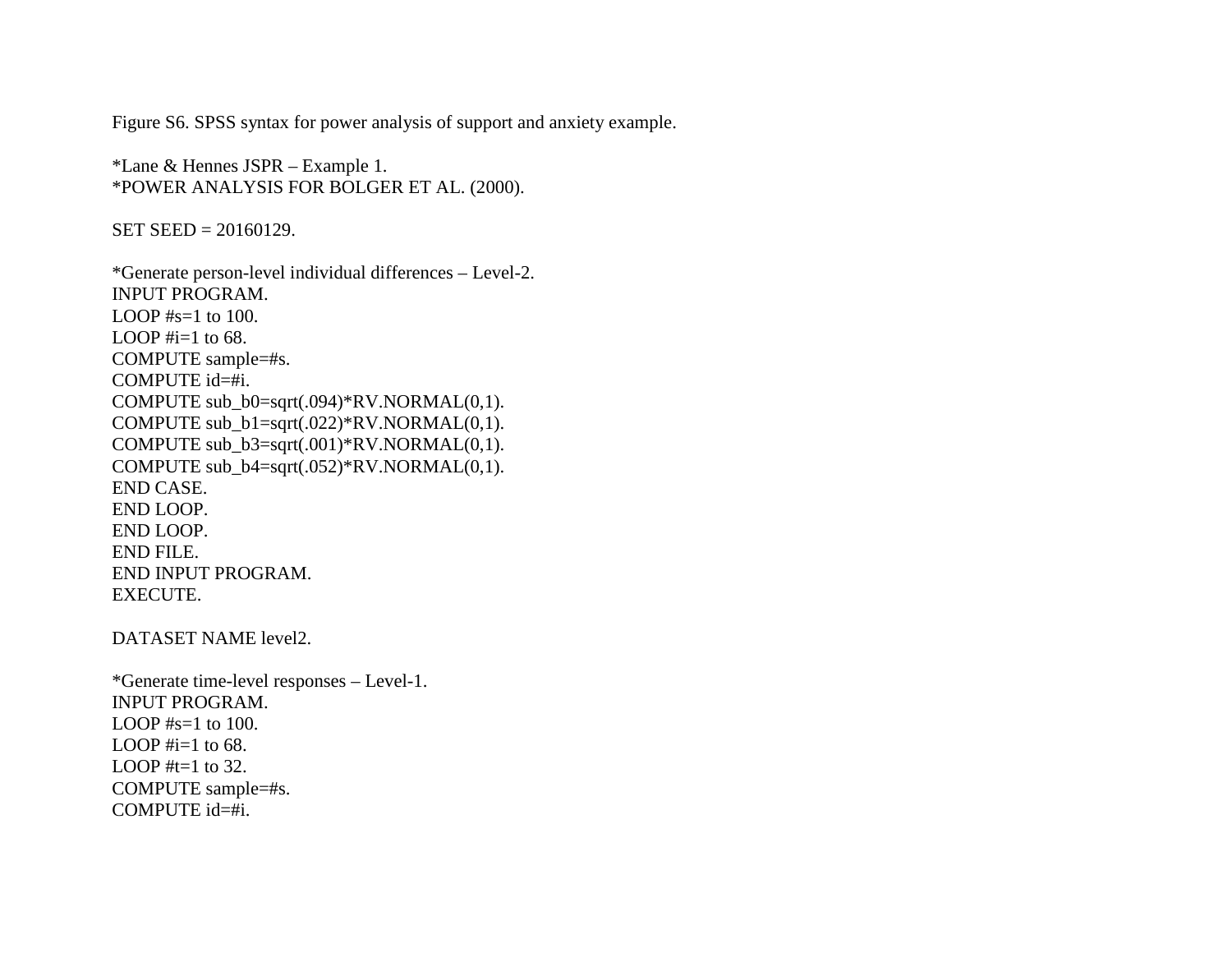Figure S6. SPSS syntax for power analysis of support and anxiety example.

```
*Lane & Hennes JSPR – Example 1.
*POWER ANALYSIS FOR BOLGER ET AL. (2000).

SET SEED = 20160129.

*Generate person-level individual differences – Level-2.
INPUT PROGRAM.
LOOP #s=1 to 100.
LOOP #i=1 to 68.
COMPUTE sample=#s.
COMPUTE id=#i.
COMPUTE sub_b0=sqrt(.094)*RV.NORMAL(0,1).
COMPUTE sub_b1=sqrt(.022)*RV.NORMAL(0,1).
COMPUTE sub_b3=sqrt(.001)*RV.NORMAL(0,1).
COMPUTE sub_b4=sqrt(.052)*RV.NORMAL(0,1).
END CASE.
END LOOP.
END LOOP.
END FILE.
END INPUT PROGRAM.
EXECUTE.

DATASET NAME level2.

*Generate time-level responses – Level-1.
INPUT PROGRAM.
LOOP #s=1 to 100.
LOOP #i=1 to 68.
LOOP #t=1 to 32.
COMPUTE sample=#s.
COMPUTE id=#i.
```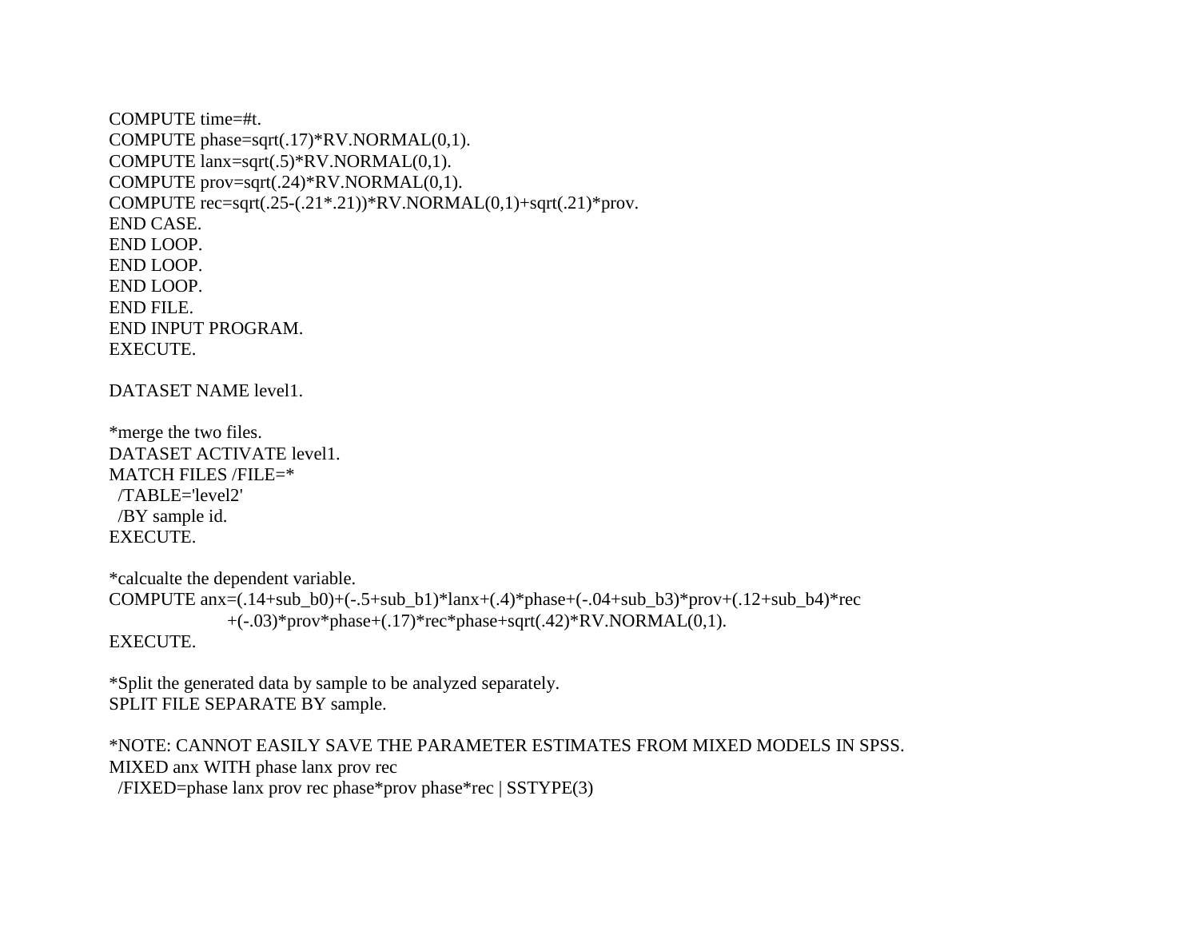```
COMPUTE time=#t.
COMPUTE phase=sqrt(.17)*RV.NORMAL(0,1).
COMPUTE lanx=sqrt(.5)*RV.NORMAL(0,1).
COMPUTE prov=sqrt(.24)*RV.NORMAL(0,1).
COMPUTE rec=sqrt(.25-(.21*.21))*RV.NORMAL(0,1)+sqrt(.21)*prov.
END CASE.
END LOOP.
END LOOP.
END LOOP.
END FILE.
END INPUT PROGRAM.
EXECUTE.

DATASET NAME level1.

*merge the two files.
DATASET ACTIVATE level1.
MATCH FILES /FILE=*
  /TABLE='level2'
  /BY sample id.
EXECUTE.

*calcualte the dependent variable.
COMPUTE anx=(.14+sub_b0)+(-.5+sub_b1)*lanx+(.4)*phase+(-.04+sub_b3)*prov+(.12+sub_b4)*rec
        +(-.03)*prov*phase+(.17)*rec*phase+sqrt(.42)*RV.NORMAL(0,1).
EXECUTE.

*Split the generated data by sample to be analyzed separately.
SPLIT FILE SEPARATE BY sample.

*NOTE: CANNOT EASILY SAVE THE PARAMETER ESTIMATES FROM MIXED MODELS IN SPSS.
MIXED anx WITH phase lanx prov rec
  /FIXED=phase lanx prov rec phase*prov phase*rec | SSTYPE(3)
```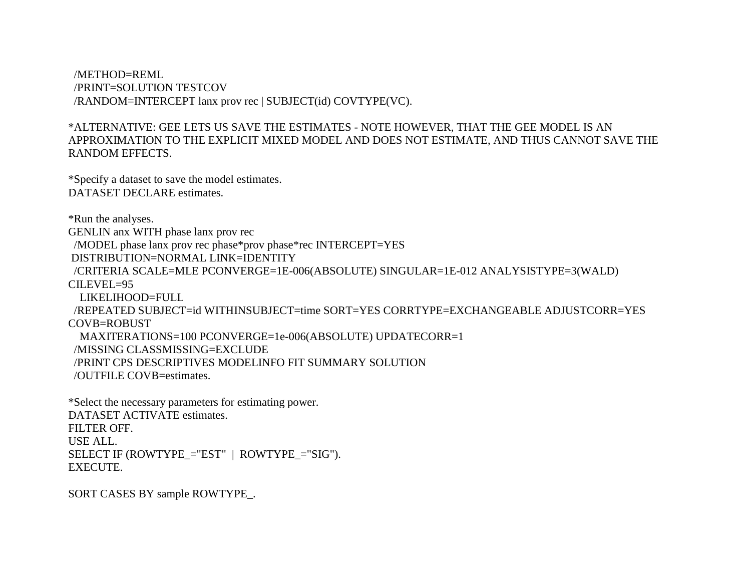```
  /METHOD=REML
  /PRINT=SOLUTION TESTCOV
  /RANDOM=INTERCEPT lanx prov rec | SUBJECT(id) COVTYPE(VC).

*ALTERNATIVE: GEE LETS US SAVE THE ESTIMATES - NOTE HOWEVER, THAT THE GEE MODEL IS AN
APPROXIMATION TO THE EXPLICIT MIXED MODEL AND DOES NOT ESTIMATE, AND THUS CANNOT SAVE THE
RANDOM EFFECTS.

*Specify a dataset to save the model estimates.
DATASET DECLARE estimates.

*Run the analyses.
GENLIN anx WITH phase lanx prov rec
  /MODEL phase lanx prov rec phase*prov phase*rec INTERCEPT=YES
 DISTRIBUTION=NORMAL LINK=IDENTITY
  /CRITERIA SCALE=MLE PCONVERGE=1E-006(ABSOLUTE) SINGULAR=1E-012 ANALYSISTYPE=3(WALD)
CILEVEL=95
    LIKELIHOOD=FULL
  /REPEATED SUBJECT=id WITHINSUBJECT=time SORT=YES CORRTYPE=EXCHANGEABLE ADJUSTCORR=YES
COVB=ROBUST
    MAXITERATIONS=100 PCONVERGE=1e-006(ABSOLUTE) UPDATECORR=1
  /MISSING CLASSMISSING=EXCLUDE
  /PRINT CPS DESCRIPTIVES MODELINFO FIT SUMMARY SOLUTION
  /OUTFILE COVB=estimates.

*Select the necessary parameters for estimating power.
DATASET ACTIVATE estimates.
FILTER OFF.
USE ALL.
SELECT IF (ROWTYPE_="EST"  |  ROWTYPE_="SIG").
EXECUTE.

SORT CASES BY sample ROWTYPE_.
```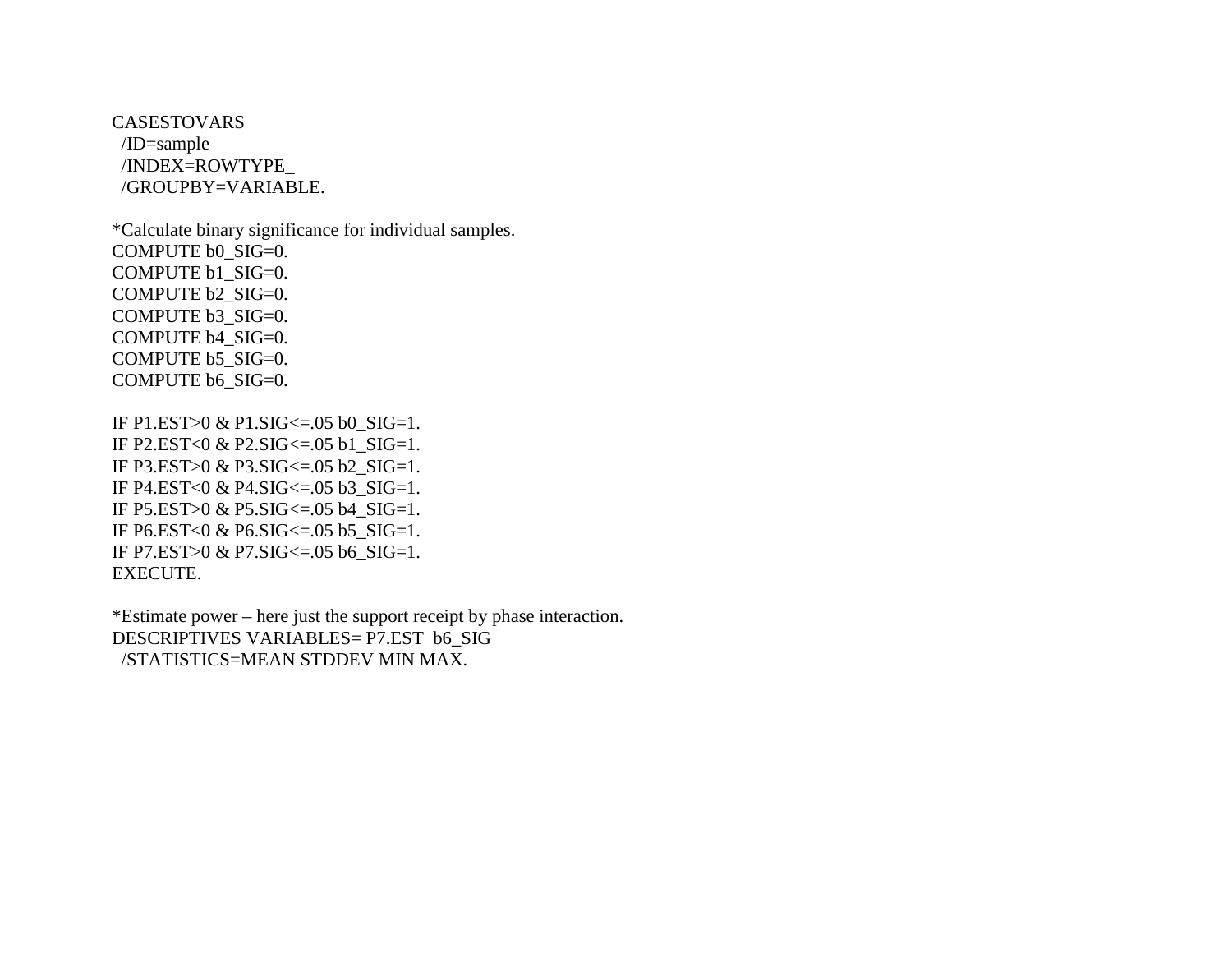```
CASESTOVARS
  /ID=sample
  /INDEX=ROWTYPE_
  /GROUPBY=VARIABLE.

*Calculate binary significance for individual samples.
COMPUTE b0_SIG=0.
COMPUTE b1_SIG=0.
COMPUTE b2_SIG=0.
COMPUTE b3_SIG=0.
COMPUTE b4_SIG=0.
COMPUTE b5_SIG=0.
COMPUTE b6_SIG=0.

IF P1.EST>0 & P1.SIG<=.05 b0_SIG=1.
IF P2.EST<0 & P2.SIG<=.05 b1_SIG=1.
IF P3.EST>0 & P3.SIG<=.05 b2_SIG=1.
IF P4.EST<0 & P4.SIG<=.05 b3_SIG=1.
IF P5.EST>0 & P5.SIG<=.05 b4_SIG=1.
IF P6.EST<0 & P6.SIG<=.05 b5_SIG=1.
IF P7.EST>0 & P7.SIG<=.05 b6_SIG=1.
EXECUTE.

*Estimate power – here just the support receipt by phase interaction.
DESCRIPTIVES VARIABLES= P7.EST  b6_SIG
  /STATISTICS=MEAN STDDEV MIN MAX.
```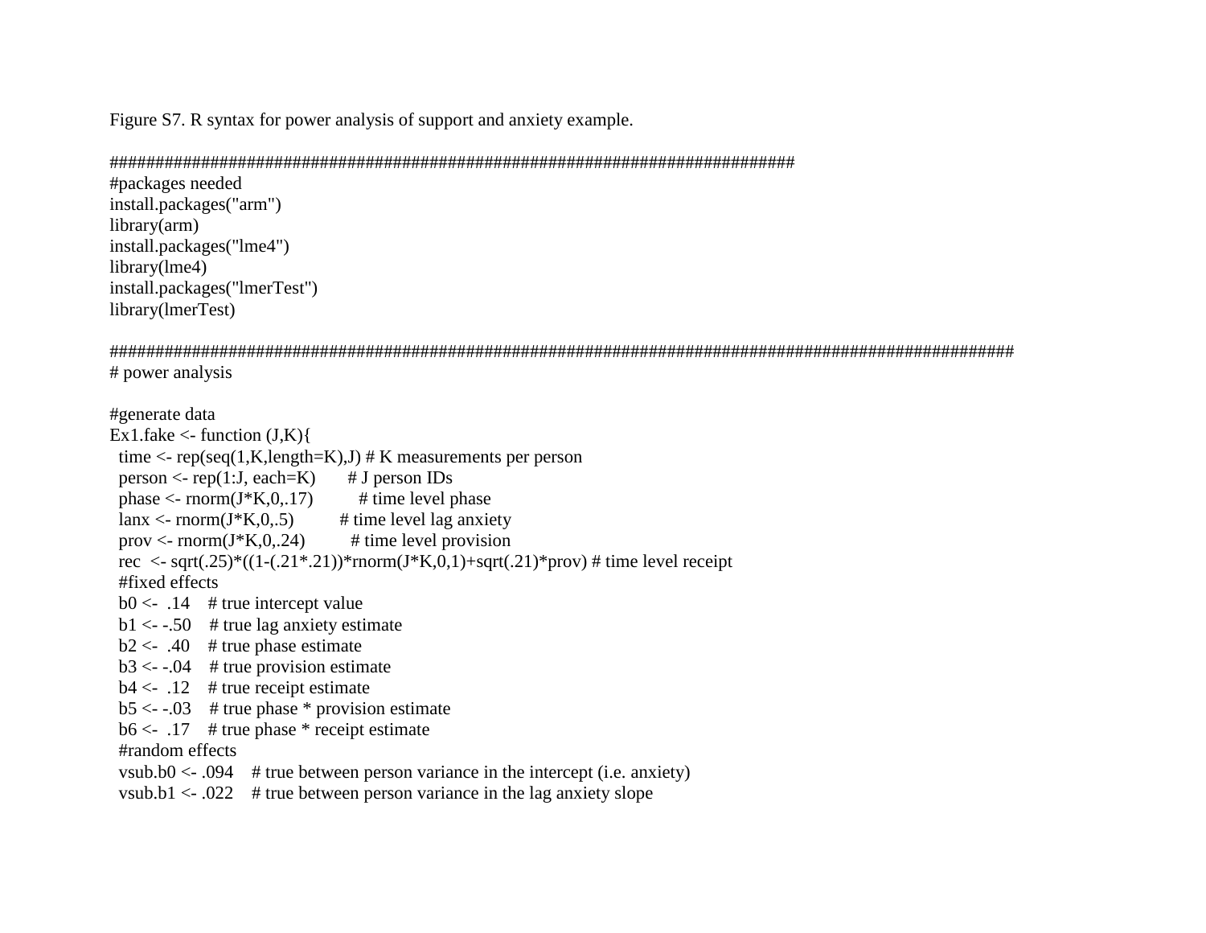Figure S7. R syntax for power analysis of support and anxiety example.

```
############################################################################
#packages needed
install.packages("arm")
library(arm)
install.packages("lme4")
library(lme4)
install.packages("lmerTest")
library(lmerTest)

####################################################################################################
# power analysis

#generate data
Ex1.fake <- function (J,K){
  time <- rep(seq(1,K,length=K),J) # K measurements per person
  person <- rep(1:J, each=K)      # J person IDs
  phase <- rnorm(J*K,0,.17)        # time level phase
  lanx <- rnorm(J*K,0,.5)          # time level lag anxiety
  prov <- rnorm(J*K,0,.24)         # time level provision
  rec  <- sqrt(.25)*((1-(.21*.21))*rnorm(J*K,0,1)+sqrt(.21)*prov) # time level receipt
  #fixed effects
  b0 <-  .14    # true intercept value
  b1 <- -.50    # true lag anxiety estimate
  b2 <-  .40    # true phase estimate
  b3 <- -.04    # true provision estimate
  b4 <-  .12    # true receipt estimate
  b5 <- -.03    # true phase * provision estimate
  b6 <-  .17    # true phase * receipt estimate
  #random effects
  vsub.b0 <- .094    # true between person variance in the intercept (i.e. anxiety)
  vsub.b1 <- .022    # true between person variance in the lag anxiety slope
```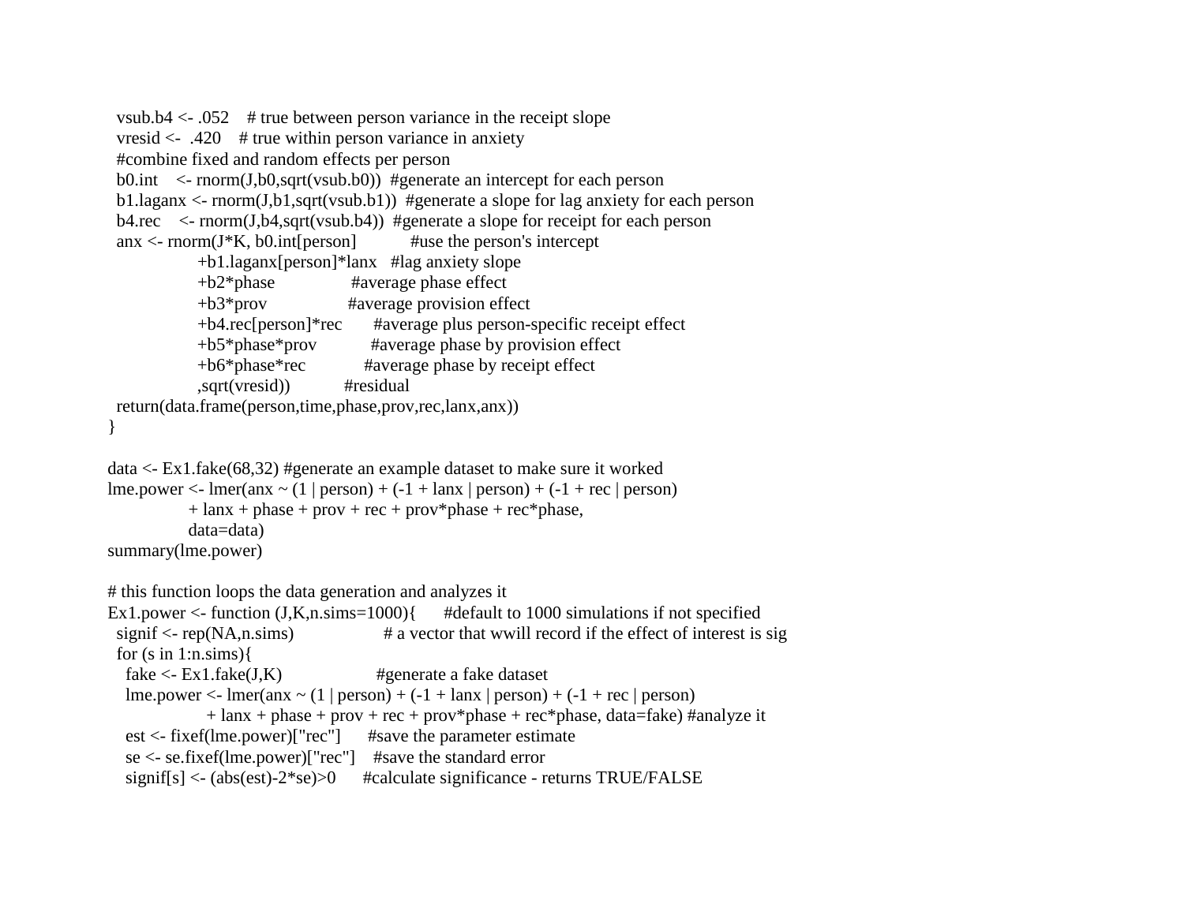```
  vsub.b4 <- .052    # true between person variance in the receipt slope
  vresid <-  .420    # true within person variance in anxiety
  #combine fixed and random effects per person
  b0.int    <- rnorm(J,b0,sqrt(vsub.b0))  #generate an intercept for each person
  b1.laganx <- rnorm(J,b1,sqrt(vsub.b1))  #generate a slope for lag anxiety for each person
  b4.rec    <- rnorm(J,b4,sqrt(vsub.b4))  #generate a slope for receipt for each person
  anx <- rnorm(J*K, b0.int[person]            #use the person's intercept
                  +b1.laganx[person]*lanx   #lag anxiety slope
                  +b2*phase                 #average phase effect
                  +b3*prov                  #average provision effect
                  +b4.rec[person]*rec       #average plus person-specific receipt effect
                  +b5*phase*prov            #average phase by provision effect
                  +b6*phase*rec             #average phase by receipt effect
                  ,sqrt(vresid))            #residual
  return(data.frame(person,time,phase,prov,rec,lanx,anx))
}

data <- Ex1.fake(68,32) #generate an example dataset to make sure it worked
lme.power <- lmer(anx ~ (1 | person) + (-1 + lanx | person) + (-1 + rec | person)
                + lanx + phase + prov + rec + prov*phase + rec*phase,
                data=data)
summary(lme.power)

# this function loops the data generation and analyzes it
Ex1.power <- function (J,K,n.sims=1000){      #default to 1000 simulations if not specified
  signif <- rep(NA,n.sims)                  # a vector that wwill record if the effect of interest is sig
  for (s in 1:n.sims){
    fake <- Ex1.fake(J,K)                    #generate a fake dataset
    lme.power <- lmer(anx ~ (1 | person) + (-1 + lanx | person) + (-1 + rec | person)
                    + lanx + phase + prov + rec + prov*phase + rec*phase, data=fake) #analyze it
    est <- fixef(lme.power)["rec"]      #save the parameter estimate
    se <- se.fixef(lme.power)["rec"]    #save the standard error
    signif[s] <- (abs(est)-2*se)>0      #calculate significance - returns TRUE/FALSE
```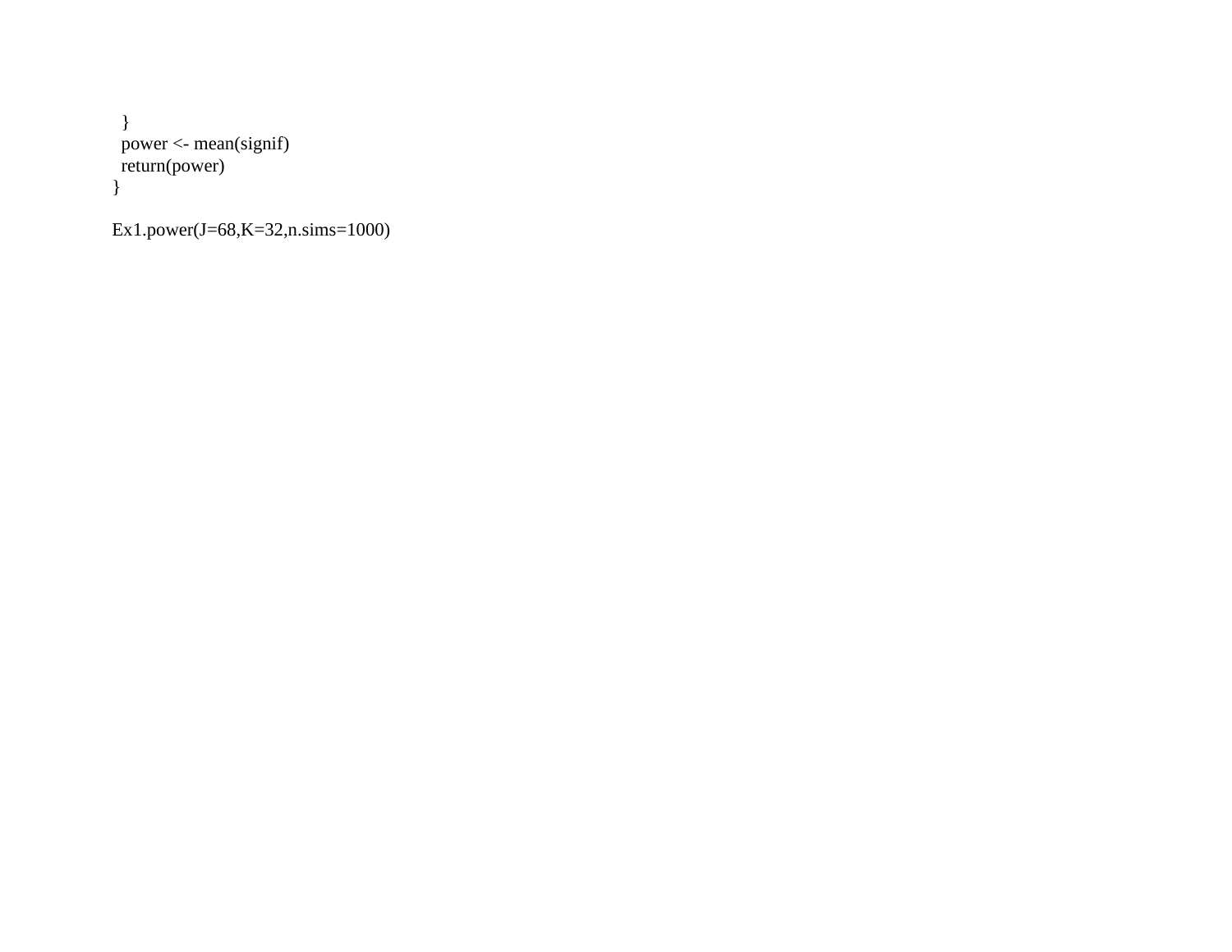```
  }
  power <- mean(signif)
  return(power)
}

Ex1.power(J=68,K=32,n.sims=1000)
```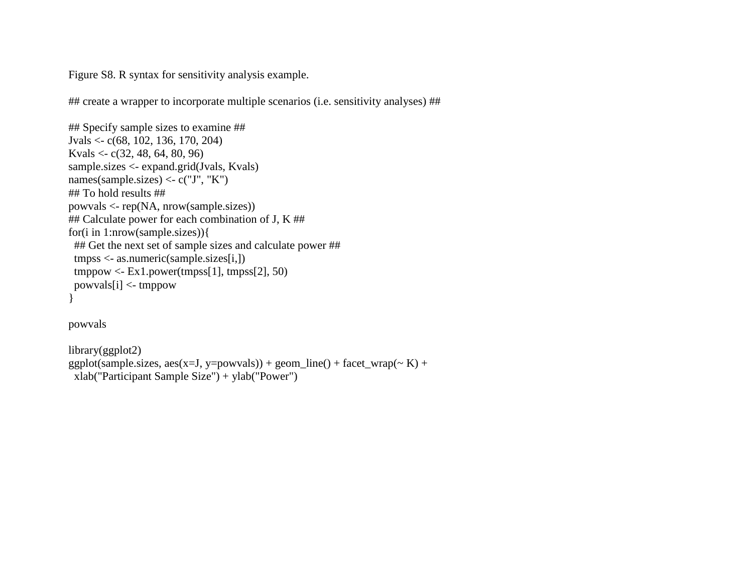Figure S8. R syntax for sensitivity analysis example.

```
## create a wrapper to incorporate multiple scenarios (i.e. sensitivity analyses) ##

## Specify sample sizes to examine ##
Jvals <- c(68, 102, 136, 170, 204)
Kvals <- c(32, 48, 64, 80, 96)
sample.sizes <- expand.grid(Jvals, Kvals)
names(sample.sizes) <- c("J", "K")
## To hold results ##
powvals <- rep(NA, nrow(sample.sizes))
## Calculate power for each combination of J, K ##
for(i in 1:nrow(sample.sizes)){
  ## Get the next set of sample sizes and calculate power ##
  tmpss <- as.numeric(sample.sizes[i,])
  tmppow <- Ex1.power(tmpss[1], tmpss[2], 50)
  powvals[i] <- tmppow
}

powvals

library(ggplot2)
ggplot(sample.sizes, aes(x=J, y=powvals)) + geom_line() + facet_wrap(~ K) +
  xlab("Participant Sample Size") + ylab("Power")
```